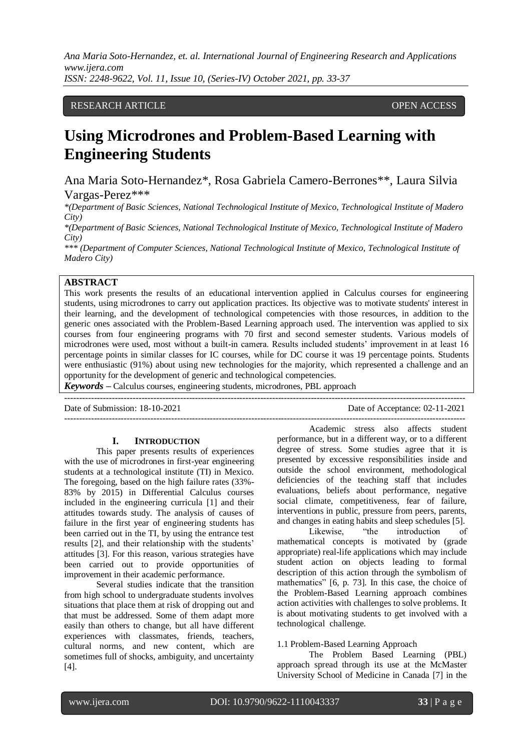RESEARCH ARTICLE OPEN ACCESS

# Using Microdrones and Problem-Based Learning with Engineering Students

Ana Maria Soto-Hernandez*, Rosa Gabriela Camero-Berrones**, Laura Silvia Vargas-Perez***

*(Department of Basic Sciences, National Technological Institute of Mexico, Technological Institute of Madero City)

*(Department of Basic Sciences, National Technological Institute of Mexico, Technological Institute of Madero City)

*** (Department of Computer Sciences, National Technological Institute of Mexico, Technological Institute of Madero City)

## ABSTRACT

This work presents the results of an educational intervention applied in Calculus courses for engineering students, using microdrones to carry out application practices. Its objective was to motivate students' interest in their learning, and the development of technological competencies with those resources, in addition to the generic ones associated with the Problem-Based Learning approach used. The intervention was applied to six courses from four engineering programs with 70 first and second semester students. Various models of microdrones were used, most without a built-in camera. Results included students' improvement in at least 16 percentage points in similar classes for IC courses, while for DC course it was 19 percentage points. Students were enthusiastic (91%) about using new technologies for the majority, which represented a challenge and an opportunity for the development of generic and technological competencies.

***Keywords*** **–** Calculus courses, engineering students, microdrones, PBL approach

Date of Submission: 18-10-2021 Date of Acceptance: 02-11-2021

## I. INTRODUCTION

This paper presents results of experiences with the use of microdrones in first-year engineering students at a technological institute (TI) in Mexico. The foregoing, based on the high failure rates (33%-83% by 2015) in Differential Calculus courses included in the engineering curricula [1] and their attitudes towards study. The analysis of causes of failure in the first year of engineering students has been carried out in the TI, by using the entrance test results [2], and their relationship with the students' attitudes [3]. For this reason, various strategies have been carried out to provide opportunities of improvement in their academic performance.

Several studies indicate that the transition from high school to undergraduate students involves situations that place them at risk of dropping out and that must be addressed. Some of them adapt more easily than others to change, but all have different experiences with classmates, friends, teachers, cultural norms, and new content, which are sometimes full of shocks, ambiguity, and uncertainty [4].

Academic stress also affects student performance, but in a different way, or to a different degree of stress. Some studies agree that it is presented by excessive responsibilities inside and outside the school environment, methodological deficiencies of the teaching staff that includes evaluations, beliefs about performance, negative social climate, competitiveness, fear of failure, interventions in public, pressure from peers, parents, and changes in eating habits and sleep schedules [5].

Likewise, "the introduction of mathematical concepts is motivated by (grade appropriate) real-life applications which may include student action on objects leading to formal description of this action through the symbolism of mathematics" [6, p. 73]. In this case, the choice of the Problem-Based Learning approach combines action activities with challenges to solve problems. It is about motivating students to get involved with a technological challenge.

### 1.1 Problem-Based Learning Approach

The Problem Based Learning (PBL) approach spread through its use at the McMaster University School of Medicine in Canada [7] in the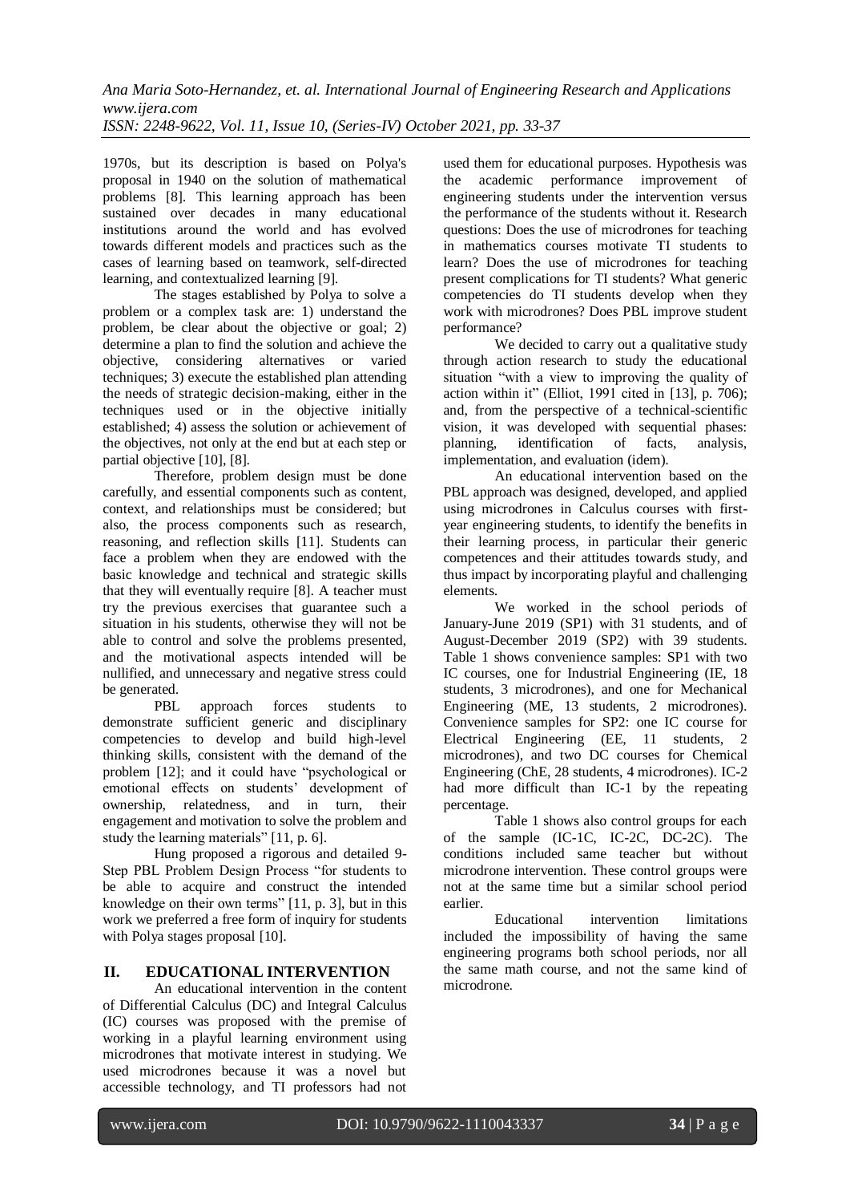1970s, but its description is based on Polya's proposal in 1940 on the solution of mathematical problems [8]. This learning approach has been sustained over decades in many educational institutions around the world and has evolved towards different models and practices such as the cases of learning based on teamwork, self-directed learning, and contextualized learning [9].

The stages established by Polya to solve a problem or a complex task are: 1) understand the problem, be clear about the objective or goal; 2) determine a plan to find the solution and achieve the objective, considering alternatives or varied techniques; 3) execute the established plan attending the needs of strategic decision-making, either in the techniques used or in the objective initially established; 4) assess the solution or achievement of the objectives, not only at the end but at each step or partial objective [10], [8].

Therefore, problem design must be done carefully, and essential components such as content, context, and relationships must be considered; but also, the process components such as research, reasoning, and reflection skills [11]. Students can face a problem when they are endowed with the basic knowledge and technical and strategic skills that they will eventually require [8]. A teacher must try the previous exercises that guarantee such a situation in his students, otherwise they will not be able to control and solve the problems presented, and the motivational aspects intended will be nullified, and unnecessary and negative stress could be generated.

PBL approach forces students to demonstrate sufficient generic and disciplinary competencies to develop and build high-level thinking skills, consistent with the demand of the problem [12]; and it could have "psychological or emotional effects on students' development of ownership, relatedness, and in turn, their engagement and motivation to solve the problem and study the learning materials" [11, p. 6].

Hung proposed a rigorous and detailed 9-Step PBL Problem Design Process "for students to be able to acquire and construct the intended knowledge on their own terms" [11, p. 3], but in this work we preferred a free form of inquiry for students with Polya stages proposal [10].

## II. EDUCATIONAL INTERVENTION

An educational intervention in the content of Differential Calculus (DC) and Integral Calculus (IC) courses was proposed with the premise of working in a playful learning environment using microdrones that motivate interest in studying. We used microdrones because it was a novel but accessible technology, and TI professors had not used them for educational purposes. Hypothesis was the academic performance improvement of engineering students under the intervention versus the performance of the students without it. Research questions: Does the use of microdrones for teaching in mathematics courses motivate TI students to learn? Does the use of microdrones for teaching present complications for TI students? What generic competencies do TI students develop when they work with microdrones? Does PBL improve student performance?

We decided to carry out a qualitative study through action research to study the educational situation "with a view to improving the quality of action within it" (Elliot, 1991 cited in [13], p. 706); and, from the perspective of a technical-scientific vision, it was developed with sequential phases: planning, identification of facts, analysis, implementation, and evaluation (idem).

An educational intervention based on the PBL approach was designed, developed, and applied using microdrones in Calculus courses with first-year engineering students, to identify the benefits in their learning process, in particular their generic competences and their attitudes towards study, and thus impact by incorporating playful and challenging elements.

We worked in the school periods of January-June 2019 (SP1) with 31 students, and of August-December 2019 (SP2) with 39 students. Table 1 shows convenience samples: SP1 with two IC courses, one for Industrial Engineering (IE, 18 students, 3 microdrones), and one for Mechanical Engineering (ME, 13 students, 2 microdrones). Convenience samples for SP2: one IC course for Electrical Engineering (EE, 11 students, 2 microdrones), and two DC courses for Chemical Engineering (ChE, 28 students, 4 microdrones). IC-2 had more difficult than IC-1 by the repeating percentage.

Table 1 shows also control groups for each of the sample (IC-1C, IC-2C, DC-2C). The conditions included same teacher but without microdrone intervention. These control groups were not at the same time but a similar school period earlier.

Educational intervention limitations included the impossibility of having the same engineering programs both school periods, nor all the same math course, and not the same kind of microdrone.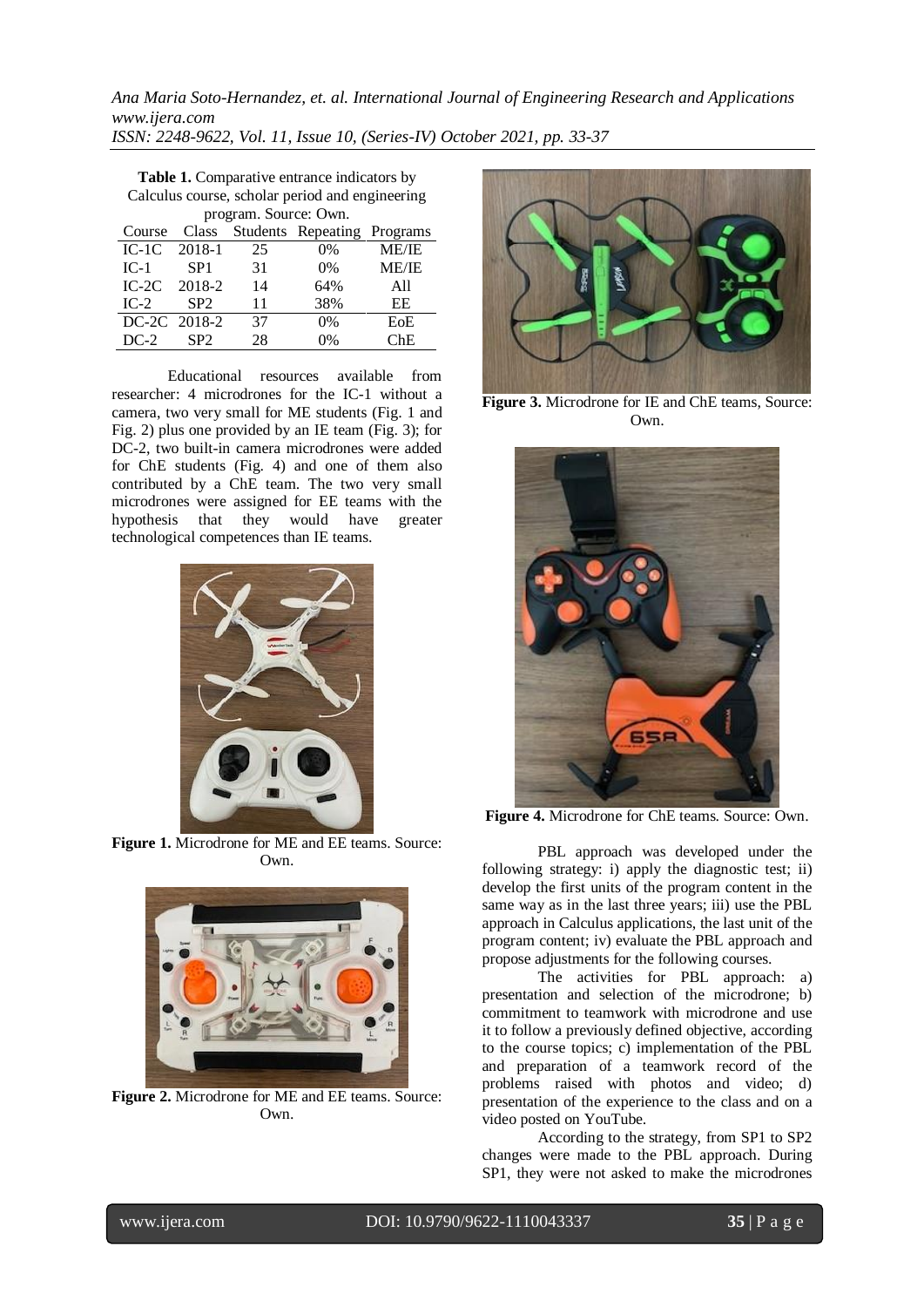**Table 1.** Comparative entrance indicators by Calculus course, scholar period and engineering program. Source: Own.

| Course | Class | Students | Repeating | Programs |
|---|---|---|---|---|
| IC-1C | 2018-1 | 25 | 0% | ME/IE |
| IC-1 | SP1 | 31 | 0% | ME/IE |
| IC-2C | 2018-2 | 14 | 64% | All |
| IC-2 | SP2 | 11 | 38% | EE |
| DC-2C | 2018-2 | 37 | 0% | EoE |
| DC-2 | SP2 | 28 | 0% | ChE |

Educational resources available from researcher: 4 microdrones for the IC-1 without a camera, two very small for ME students (Fig. 1 and Fig. 2) plus one provided by an IE team (Fig. 3); for DC-2, two built-in camera microdrones were added for ChE students (Fig. 4) and one of them also contributed by a ChE team. The two very small microdrones were assigned for EE teams with the hypothesis that they would have greater technological competences than IE teams.

**Figure 1.** Microdrone for ME and EE teams. Source: Own.

**Figure 2.** Microdrone for ME and EE teams. Source: Own.

**Figure 3.** Microdrone for IE and ChE teams, Source: Own.

**Figure 4.** Microdrone for ChE teams. Source: Own.

PBL approach was developed under the following strategy: i) apply the diagnostic test; ii) develop the first units of the program content in the same way as in the last three years; iii) use the PBL approach in Calculus applications, the last unit of the program content; iv) evaluate the PBL approach and propose adjustments for the following courses.

The activities for PBL approach: a) presentation and selection of the microdrone; b) commitment to teamwork with microdrone and use it to follow a previously defined objective, according to the course topics; c) implementation of the PBL and preparation of a teamwork record of the problems raised with photos and video; d) presentation of the experience to the class and on a video posted on YouTube.

According to the strategy, from SP1 to SP2 changes were made to the PBL approach. During SP1, they were not asked to make the microdrones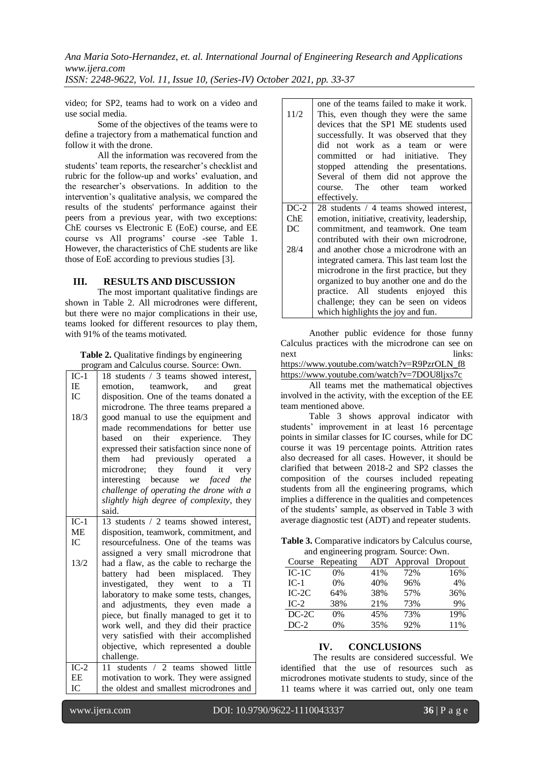video; for SP2, teams had to work on a video and use social media.

Some of the objectives of the teams were to define a trajectory from a mathematical function and follow it with the drone.

All the information was recovered from the students' team reports, the researcher's checklist and rubric for the follow-up and works' evaluation, and the researcher's observations. In addition to the intervention's qualitative analysis, we compared the results of the students' performance against their peers from a previous year, with two exceptions: ChE courses vs Electronic E (EoE) course, and EE course vs All programs' course -see Table 1. However, the characteristics of ChE students are like those of EoE according to previous studies [3].

## III. RESULTS AND DISCUSSION

The most important qualitative findings are shown in Table 2. All microdrones were different, but there were no major complications in their use, teams looked for different resources to play them, with 91% of the teams motivated.

**Table 2.** Qualitative findings by engineering program and Calculus course. Source: Own.

| | |
|---|---|
| IC-1 IE IC 18/3 | 18 students / 3 teams showed interest, emotion, teamwork, and great disposition. One of the teams donated a microdrone. The three teams prepared a good manual to use the equipment and made recommendations for better use based on their experience. They expressed their satisfaction since none of them had previously operated a microdrone; they found it very interesting because *we faced the challenge of operating the drone with a slightly high degree of complexity*, they said. |
| IC-1 ME IC 13/2 | 13 students / 2 teams showed interest, disposition, teamwork, commitment, and resourcefulness. One of the teams was assigned a very small microdrone that had a flaw, as the cable to recharge the battery had been misplaced. They investigated, they went to a TI laboratory to make some tests, changes, and adjustments, they even made a piece, but finally managed to get it to work well, and they did their practice very satisfied with their accomplished objective, which represented a double challenge. |
| IC-2 EE IC 11/2 | 11 students / 2 teams showed little motivation to work. They were assigned the oldest and smallest microdrones and one of the teams failed to make it work. This, even though they were the same devices that the SP1 ME students used successfully. It was observed that they did not work as a team or were committed or had initiative. They stopped attending the presentations. Several of them did not approve the course. The other team worked effectively. |
| DC-2 ChE DC 28/4 | 28 students / 4 teams showed interest, emotion, initiative, creativity, leadership, commitment, and teamwork. One team contributed with their own microdrone, and another chose a microdrone with an integrated camera. This last team lost the microdrone in the first practice, but they organized to buy another one and do the practice. All students enjoyed this challenge; they can be seen on videos which highlights the joy and fun. |

Another public evidence for those funny Calculus practices with the microdrone can see on next links:
https://www.youtube.com/watch?v=R9PzrOLN_f8
https://www.youtube.com/watch?v=7DOU8ljxs7c

All teams met the mathematical objectives involved in the activity, with the exception of the EE team mentioned above.

Table 3 shows approval indicator with students' improvement in at least 16 percentage points in similar classes for IC courses, while for DC course it was 19 percentage points. Attrition rates also decreased for all cases. However, it should be clarified that between 2018-2 and SP2 classes the composition of the courses included repeating students from all the engineering programs, which implies a difference in the qualities and competences of the students' sample, as observed in Table 3 with average diagnostic test (ADT) and repeater students.

**Table 3.** Comparative indicators by Calculus course, and engineering program. Source: Own.

| Course | Repeating | ADT | Approval | Dropout |
|---|---|---|---|---|
| IC-1C | 0% | 41% | 72% | 16% |
| IC-1 | 0% | 40% | 96% | 4% |
| IC-2C | 64% | 38% | 57% | 36% |
| IC-2 | 38% | 21% | 73% | 9% |
| DC-2C | 0% | 45% | 73% | 19% |
| DC-2 | 0% | 35% | 92% | 11% |

## IV. CONCLUSIONS

The results are considered successful. We identified that the use of resources such as microdrones motivate students to study, since of the 11 teams where it was carried out, only one team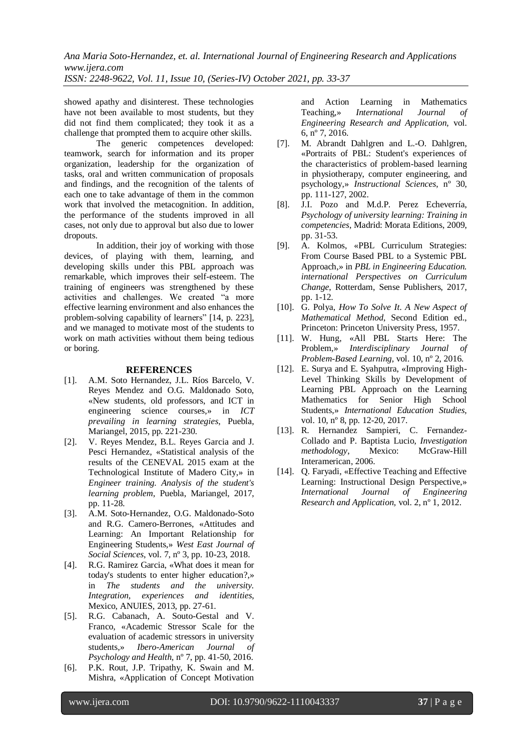showed apathy and disinterest. These technologies have not been available to most students, but they did not find them complicated; they took it as a challenge that prompted them to acquire other skills.

The generic competences developed: teamwork, search for information and its proper organization, leadership for the organization of tasks, oral and written communication of proposals and findings, and the recognition of the talents of each one to take advantage of them in the common work that involved the metacognition. In addition, the performance of the students improved in all cases, not only due to approval but also due to lower dropouts.

In addition, their joy of working with those devices, of playing with them, learning, and developing skills under this PBL approach was remarkable, which improves their self-esteem. The training of engineers was strengthened by these activities and challenges. We created "a more effective learning environment and also enhances the problem-solving capability of learners" [14, p. 223], and we managed to motivate most of the students to work on math activities without them being tedious or boring.

## REFERENCES

[1]. A.M. Soto Hernandez, J.L. Ríos Barcelo, V. Reyes Mendez and O.G. Maldonado Soto, «New students, old professors, and ICT in engineering science courses,» in *ICT prevailing in learning strategies*, Puebla, Mariangel, 2015, pp. 221-230.

[2]. V. Reyes Mendez, B.L. Reyes Garcia and J. Pesci Hernandez, «Statistical analysis of the results of the CENEVAL 2015 exam at the Technological Institute of Madero City,» in *Engineer training. Analysis of the student's learning problem*, Puebla, Mariangel, 2017, pp. 11-28.

[3]. A.M. Soto-Hernandez, O.G. Maldonado-Soto and R.G. Camero-Berrones, «Attitudes and Learning: An Important Relationship for Engineering Students,» *West East Journal of Social Sciences*, vol. 7, nº 3, pp. 10-23, 2018.

[4]. R.G. Ramirez Garcia, «What does it mean for today's students to enter higher education?,» in *The students and the university. Integration, experiences and identities*, Mexico, ANUIES, 2013, pp. 27-61.

[5]. R.G. Cabanach, A. Souto-Gestal and V. Franco, «Academic Stressor Scale for the evaluation of academic stressors in university students,» *Ibero-American Journal of Psychology and Health*, nº 7, pp. 41-50, 2016.

[6]. P.K. Rout, J.P. Tripathy, K. Swain and M. Mishra, «Application of Concept Motivation and Action Learning in Mathematics Teaching,» *International Journal of Engineering Research and Application*, vol. 6, nº 7, 2016.

[7]. M. Abrandt Dahlgren and L.-O. Dahlgren, «Portraits of PBL: Student's experiences of the characteristics of problem-based learning in physiotherapy, computer engineering, and psychology,» *Instructional Sciences*, nº 30, pp. 111-127, 2002.

[8]. J.I. Pozo and M.d.P. Perez Echeverría, *Psychology of university learning: Training in competencies*, Madrid: Morata Editions, 2009, pp. 31-53.

[9]. A. Kolmos, «PBL Curriculum Strategies: From Course Based PBL to a Systemic PBL Approach,» in *PBL in Engineering Education. international Perspectives on Curriculum Change*, Rotterdam, Sense Publishers, 2017, pp. 1-12.

[10]. G. Polya, *How To Solve It. A New Aspect of Mathematical Method*, Second Edition ed., Princeton: Princeton University Press, 1957.

[11]. W. Hung, «All PBL Starts Here: The Problem,» *Interdisciplinary Journal of Problem-Based Learning*, vol. 10, nº 2, 2016.

[12]. E. Surya and E. Syahputra, «Improving High-Level Thinking Skills by Development of Learning PBL Approach on the Learning Mathematics for Senior High School Students,» *International Education Studies*, vol. 10, nº 8, pp. 12-20, 2017.

[13]. R. Hernandez Sampieri, C. Fernandez-Collado and P. Baptista Lucio, *Investigation methodology*, Mexico: McGraw-Hill Interamerican, 2006.

[14]. Q. Faryadi, «Effective Teaching and Effective Learning: Instructional Design Perspective,» *International Journal of Engineering Research and Application*, vol. 2, nº 1, 2012.